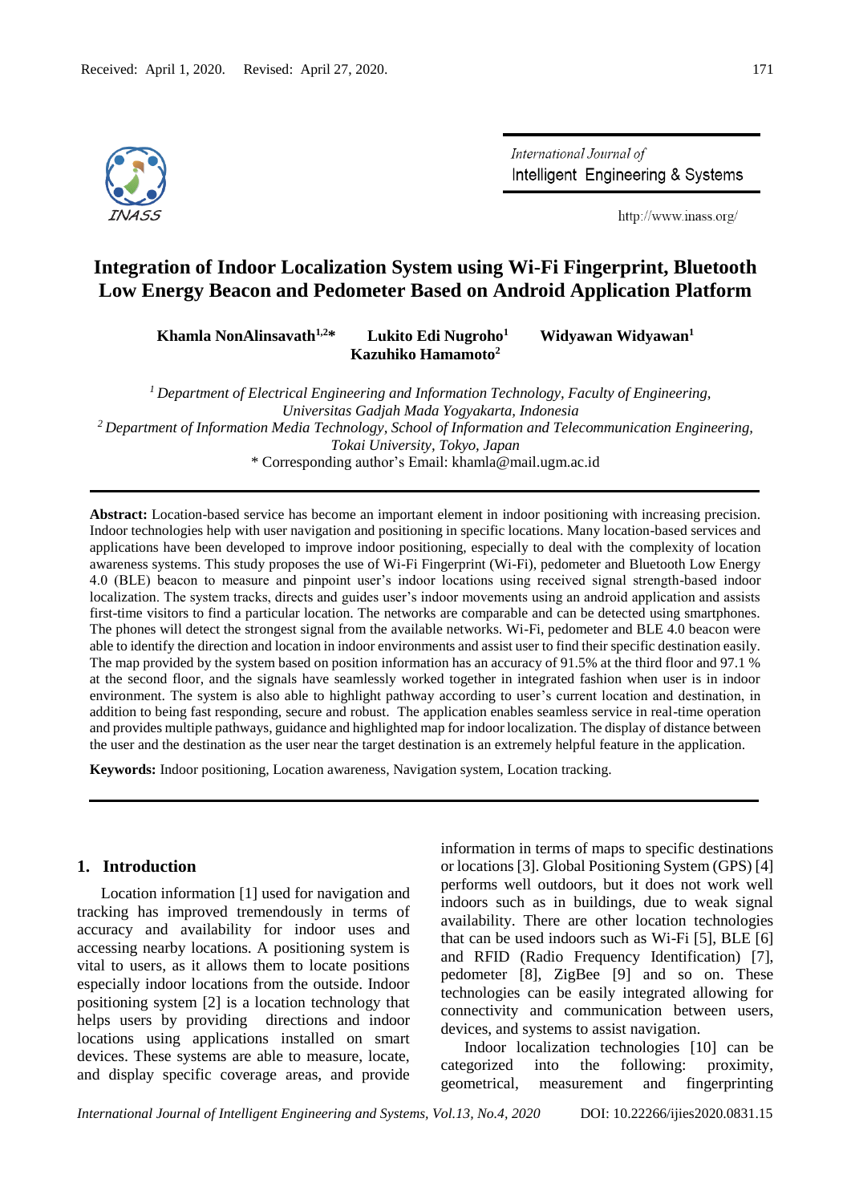Received: April 1, 2020. Revised: April 27, 2020.

# Integration of Indoor Localization System using Wi-Fi Fingerprint, Bluetooth Low Energy Beacon and Pedometer Based on Android Application Platform

**Khamla NonAlinsavath[1,2]*** **Lukito Edi Nugroho[1]** **Widyawan Widyawan[1]** **Kazuhiko Hamamoto[2]**

*[1] Department of Electrical Engineering and Information Technology, Faculty of Engineering, Universitas Gadjah Mada Yogyakarta, Indonesia*

*[2] Department of Information Media Technology, School of Information and Telecommunication Engineering, Tokai University, Tokyo, Japan*

\* Corresponding author's Email: khamla@mail.ugm.ac.id

**Abstract:** Location-based service has become an important element in indoor positioning with increasing precision. Indoor technologies help with user navigation and positioning in specific locations. Many location-based services and applications have been developed to improve indoor positioning, especially to deal with the complexity of location awareness systems. This study proposes the use of Wi-Fi Fingerprint (Wi-Fi), pedometer and Bluetooth Low Energy 4.0 (BLE) beacon to measure and pinpoint user's indoor locations using received signal strength-based indoor localization. The system tracks, directs and guides user's indoor movements using an android application and assists first-time visitors to find a particular location. The networks are comparable and can be detected using smartphones. The phones will detect the strongest signal from the available networks. Wi-Fi, pedometer and BLE 4.0 beacon were able to identify the direction and location in indoor environments and assist user to find their specific destination easily. The map provided by the system based on position information has an accuracy of 91.5% at the third floor and 97.1 % at the second floor, and the signals have seamlessly worked together in integrated fashion when user is in indoor environment. The system is also able to highlight pathway according to user's current location and destination, in addition to being fast responding, secure and robust. The application enables seamless service in real-time operation and provides multiple pathways, guidance and highlighted map for indoor localization. The display of distance between the user and the destination as the user near the target destination is an extremely helpful feature in the application.

**Keywords:** Indoor positioning, Location awareness, Navigation system, Location tracking.

## 1. Introduction

Location information [1] used for navigation and tracking has improved tremendously in terms of accuracy and availability for indoor uses and accessing nearby locations. A positioning system is vital to users, as it allows them to locate positions especially indoor locations from the outside. Indoor positioning system [2] is a location technology that helps users by providing directions and indoor locations using applications installed on smart devices. These systems are able to measure, locate, and display specific coverage areas, and provide information in terms of maps to specific destinations or locations [3]. Global Positioning System (GPS) [4] performs well outdoors, but it does not work well indoors such as in buildings, due to weak signal availability. There are other location technologies that can be used indoors such as Wi-Fi [5], BLE [6] and RFID (Radio Frequency Identification) [7], pedometer [8], ZigBee [9] and so on. These technologies can be easily integrated allowing for connectivity and communication between users, devices, and systems to assist navigation.

Indoor localization technologies [10] can be categorized into the following: proximity, geometrical, measurement and fingerprinting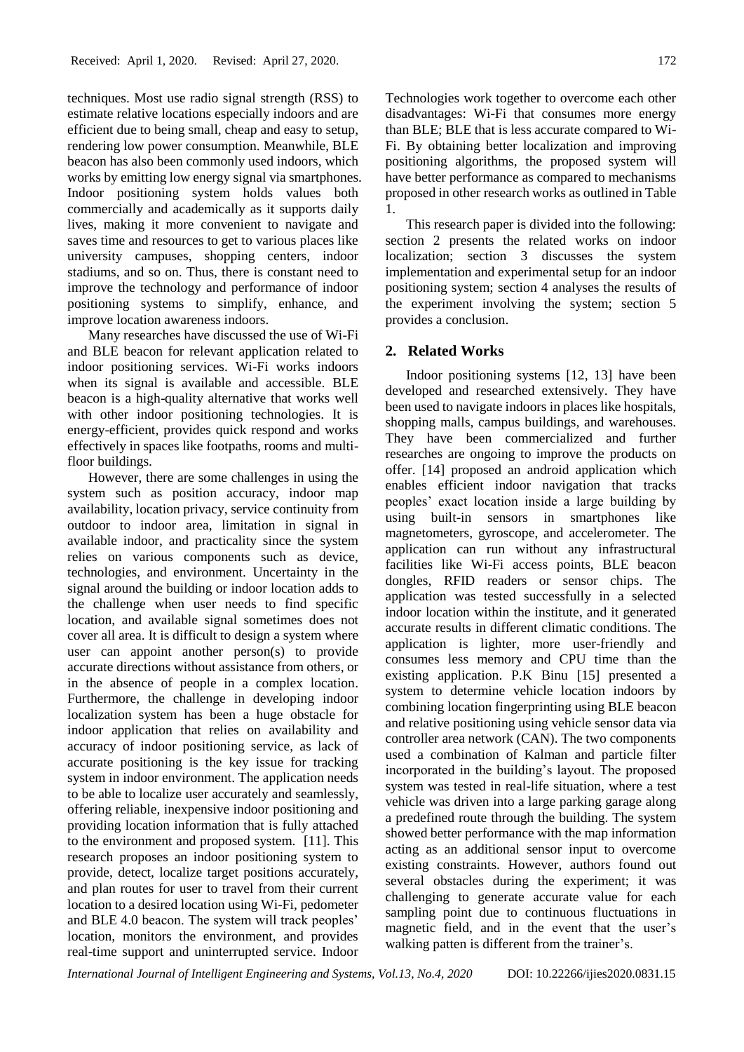techniques. Most use radio signal strength (RSS) to estimate relative locations especially indoors and are efficient due to being small, cheap and easy to setup, rendering low power consumption. Meanwhile, BLE beacon has also been commonly used indoors, which works by emitting low energy signal via smartphones. Indoor positioning system holds values both commercially and academically as it supports daily lives, making it more convenient to navigate and saves time and resources to get to various places like university campuses, shopping centers, indoor stadiums, and so on. Thus, there is constant need to improve the technology and performance of indoor positioning systems to simplify, enhance, and improve location awareness indoors.

Many researches have discussed the use of Wi-Fi and BLE beacon for relevant application related to indoor positioning services. Wi-Fi works indoors when its signal is available and accessible. BLE beacon is a high-quality alternative that works well with other indoor positioning technologies. It is energy-efficient, provides quick respond and works effectively in spaces like footpaths, rooms and multi-floor buildings.

However, there are some challenges in using the system such as position accuracy, indoor map availability, location privacy, service continuity from outdoor to indoor area, limitation in signal in available indoor, and practicality since the system relies on various components such as device, technologies, and environment. Uncertainty in the signal around the building or indoor location adds to the challenge when user needs to find specific location, and available signal sometimes does not cover all area. It is difficult to design a system where user can appoint another person(s) to provide accurate directions without assistance from others, or in the absence of people in a complex location. Furthermore, the challenge in developing indoor localization system has been a huge obstacle for indoor application that relies on availability and accuracy of indoor positioning service, as lack of accurate positioning is the key issue for tracking system in indoor environment. The application needs to be able to localize user accurately and seamlessly, offering reliable, inexpensive indoor positioning and providing location information that is fully attached to the environment and proposed system. [11]. This research proposes an indoor positioning system to provide, detect, localize target positions accurately, and plan routes for user to travel from their current location to a desired location using Wi-Fi, pedometer and BLE 4.0 beacon. The system will track peoples' location, monitors the environment, and provides real-time support and uninterrupted service. Indoor Technologies work together to overcome each other disadvantages: Wi-Fi that consumes more energy than BLE; BLE that is less accurate compared to Wi-Fi. By obtaining better localization and improving positioning algorithms, the proposed system will have better performance as compared to mechanisms proposed in other research works as outlined in Table 1.

This research paper is divided into the following: section 2 presents the related works on indoor localization; section 3 discusses the system implementation and experimental setup for an indoor positioning system; section 4 analyses the results of the experiment involving the system; section 5 provides a conclusion.

## 2. Related Works

Indoor positioning systems [12, 13] have been developed and researched extensively. They have been used to navigate indoors in places like hospitals, shopping malls, campus buildings, and warehouses. They have been commercialized and further researches are ongoing to improve the products on offer. [14] proposed an android application which enables efficient indoor navigation that tracks peoples' exact location inside a large building by using built-in sensors in smartphones like magnetometers, gyroscope, and accelerometer. The application can run without any infrastructural facilities like Wi-Fi access points, BLE beacon dongles, RFID readers or sensor chips. The application was tested successfully in a selected indoor location within the institute, and it generated accurate results in different climatic conditions. The application is lighter, more user-friendly and consumes less memory and CPU time than the existing application. P.K Binu [15] presented a system to determine vehicle location indoors by combining location fingerprinting using BLE beacon and relative positioning using vehicle sensor data via controller area network (CAN). The two components used a combination of Kalman and particle filter incorporated in the building's layout. The proposed system was tested in real-life situation, where a test vehicle was driven into a large parking garage along a predefined route through the building. The system showed better performance with the map information acting as an additional sensor input to overcome existing constraints. However, authors found out several obstacles during the experiment; it was challenging to generate accurate value for each sampling point due to continuous fluctuations in magnetic field, and in the event that the user's walking patten is different from the trainer's.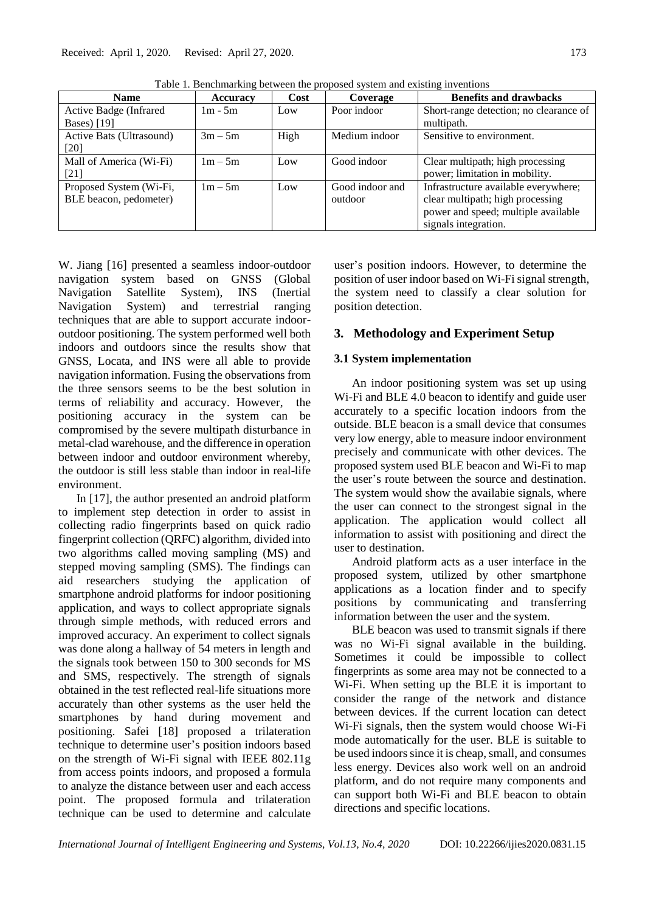Table 1. Benchmarking between the proposed system and existing inventions

| Name | Accuracy | Cost | Coverage | Benefits and drawbacks |
|---|---|---|---|---|
| Active Badge (Infrared Bases) [19] | 1m - 5m | Low | Poor indoor | Short-range detection; no clearance of multipath. |
| Active Bats (Ultrasound) [20] | 3m – 5m | High | Medium indoor | Sensitive to environment. |
| Mall of America (Wi-Fi) [21] | 1m – 5m | Low | Good indoor | Clear multipath; high processing power; limitation in mobility. |
| Proposed System (Wi-Fi, BLE beacon, pedometer) | 1m – 5m | Low | Good indoor and outdoor | Infrastructure available everywhere; clear multipath; high processing power and speed; multiple available signals integration. |

W. Jiang [16] presented a seamless indoor-outdoor navigation system based on GNSS (Global Navigation Satellite System), INS (Inertial Navigation System) and terrestrial ranging techniques that are able to support accurate indoor-outdoor positioning. The system performed well both indoors and outdoors since the results show that GNSS, Locata, and INS were all able to provide navigation information. Fusing the observations from the three sensors seems to be the best solution in terms of reliability and accuracy. However, the positioning accuracy in the system can be compromised by the severe multipath disturbance in metal-clad warehouse, and the difference in operation between indoor and outdoor environment whereby, the outdoor is still less stable than indoor in real-life environment.

In [17], the author presented an android platform to implement step detection in order to assist in collecting radio fingerprints based on quick radio fingerprint collection (QRFC) algorithm, divided into two algorithms called moving sampling (MS) and stepped moving sampling (SMS). The findings can aid researchers studying the application of smartphone android platforms for indoor positioning application, and ways to collect appropriate signals through simple methods, with reduced errors and improved accuracy. An experiment to collect signals was done along a hallway of 54 meters in length and the signals took between 150 to 300 seconds for MS and SMS, respectively. The strength of signals obtained in the test reflected real-life situations more accurately than other systems as the user held the smartphones by hand during movement and positioning. Safei [18] proposed a trilateration technique to determine user's position indoors based on the strength of Wi-Fi signal with IEEE 802.11g from access points indoors, and proposed a formula to analyze the distance between user and each access point. The proposed formula and trilateration technique can be used to determine and calculate user's position indoors. However, to determine the position of user indoor based on Wi-Fi signal strength, the system need to classify a clear solution for position detection.

## 3. Methodology and Experiment Setup

### 3.1 System implementation

An indoor positioning system was set up using Wi-Fi and BLE 4.0 beacon to identify and guide user accurately to a specific location indoors from the outside. BLE beacon is a small device that consumes very low energy, able to measure indoor environment precisely and communicate with other devices. The proposed system used BLE beacon and Wi-Fi to map the user's route between the source and destination. The system would show the availabie signals, where the user can connect to the strongest signal in the application. The application would collect all information to assist with positioning and direct the user to destination.

Android platform acts as a user interface in the proposed system, utilized by other smartphone applications as a location finder and to specify positions by communicating and transferring information between the user and the system.

BLE beacon was used to transmit signals if there was no Wi-Fi signal available in the building. Sometimes it could be impossible to collect fingerprints as some area may not be connected to a Wi-Fi. When setting up the BLE it is important to consider the range of the network and distance between devices. If the current location can detect Wi-Fi signals, then the system would choose Wi-Fi mode automatically for the user. BLE is suitable to be used indoors since it is cheap, small, and consumes less energy. Devices also work well on an android platform, and do not require many components and can support both Wi-Fi and BLE beacon to obtain directions and specific locations.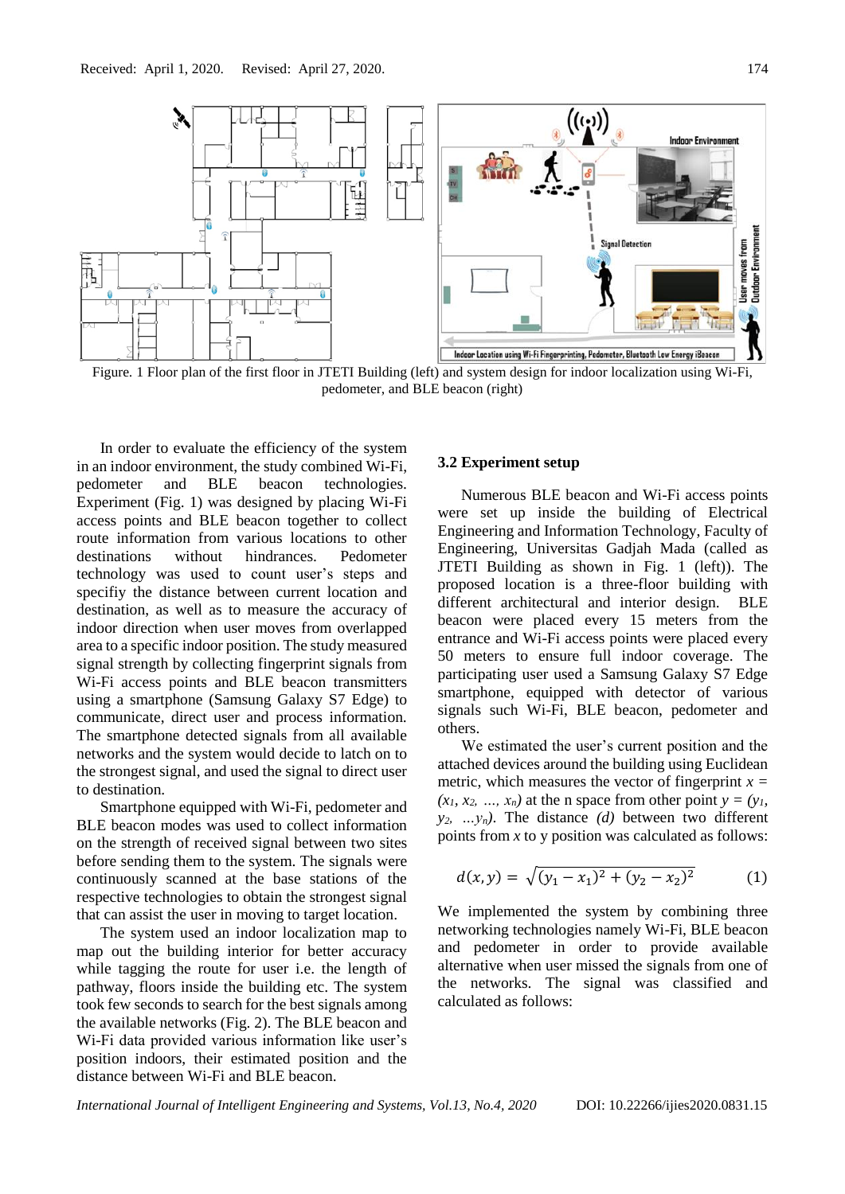Figure. 1 Floor plan of the first floor in JTETI Building (left) and system design for indoor localization using Wi-Fi, pedometer, and BLE beacon (right)

In order to evaluate the efficiency of the system in an indoor environment, the study combined Wi-Fi, pedometer and BLE beacon technologies. Experiment (Fig. 1) was designed by placing Wi-Fi access points and BLE beacon together to collect route information from various locations to other destinations without hindrances. Pedometer technology was used to count user's steps and specifiy the distance between current location and destination, as well as to measure the accuracy of indoor direction when user moves from overlapped area to a specific indoor position. The study measured signal strength by collecting fingerprint signals from Wi-Fi access points and BLE beacon transmitters using a smartphone (Samsung Galaxy S7 Edge) to communicate, direct user and process information. The smartphone detected signals from all available networks and the system would decide to latch on to the strongest signal, and used the signal to direct user to destination.

Smartphone equipped with Wi-Fi, pedometer and BLE beacon modes was used to collect information on the strength of received signal between two sites before sending them to the system. The signals were continuously scanned at the base stations of the respective technologies to obtain the strongest signal that can assist the user in moving to target location.

The system used an indoor localization map to map out the building interior for better accuracy while tagging the route for user i.e. the length of pathway, floors inside the building etc. The system took few seconds to search for the best signals among the available networks (Fig. 2). The BLE beacon and Wi-Fi data provided various information like user's position indoors, their estimated position and the distance between Wi-Fi and BLE beacon.

### 3.2 Experiment setup

Numerous BLE beacon and Wi-Fi access points were set up inside the building of Electrical Engineering and Information Technology, Faculty of Engineering, Universitas Gadjah Mada (called as JTETI Building as shown in Fig. 1 (left)). The proposed location is a three-floor building with different architectural and interior design. BLE beacon were placed every 15 meters from the entrance and Wi-Fi access points were placed every 50 meters to ensure full indoor coverage. The participating user used a Samsung Galaxy S7 Edge smartphone, equipped with detector of various signals such Wi-Fi, BLE beacon, pedometer and others.

We estimated the user's current position and the attached devices around the building using Euclidean metric, which measures the vector of fingerprint $x = (x_1, x_2, \ldots, x_n)$ at the n space from other point $y = (y_1, y_2, \ldots y_n)$. The distance *(d)* between two different points from *x* to y position was calculated as follows:

$$d(x, y) = \sqrt{(y_1 - x_1)^2 + (y_2 - x_2)^2} \tag{1}$$

We implemented the system by combining three networking technologies namely Wi-Fi, BLE beacon and pedometer in order to provide available alternative when user missed the signals from one of the networks. The signal was classified and calculated as follows: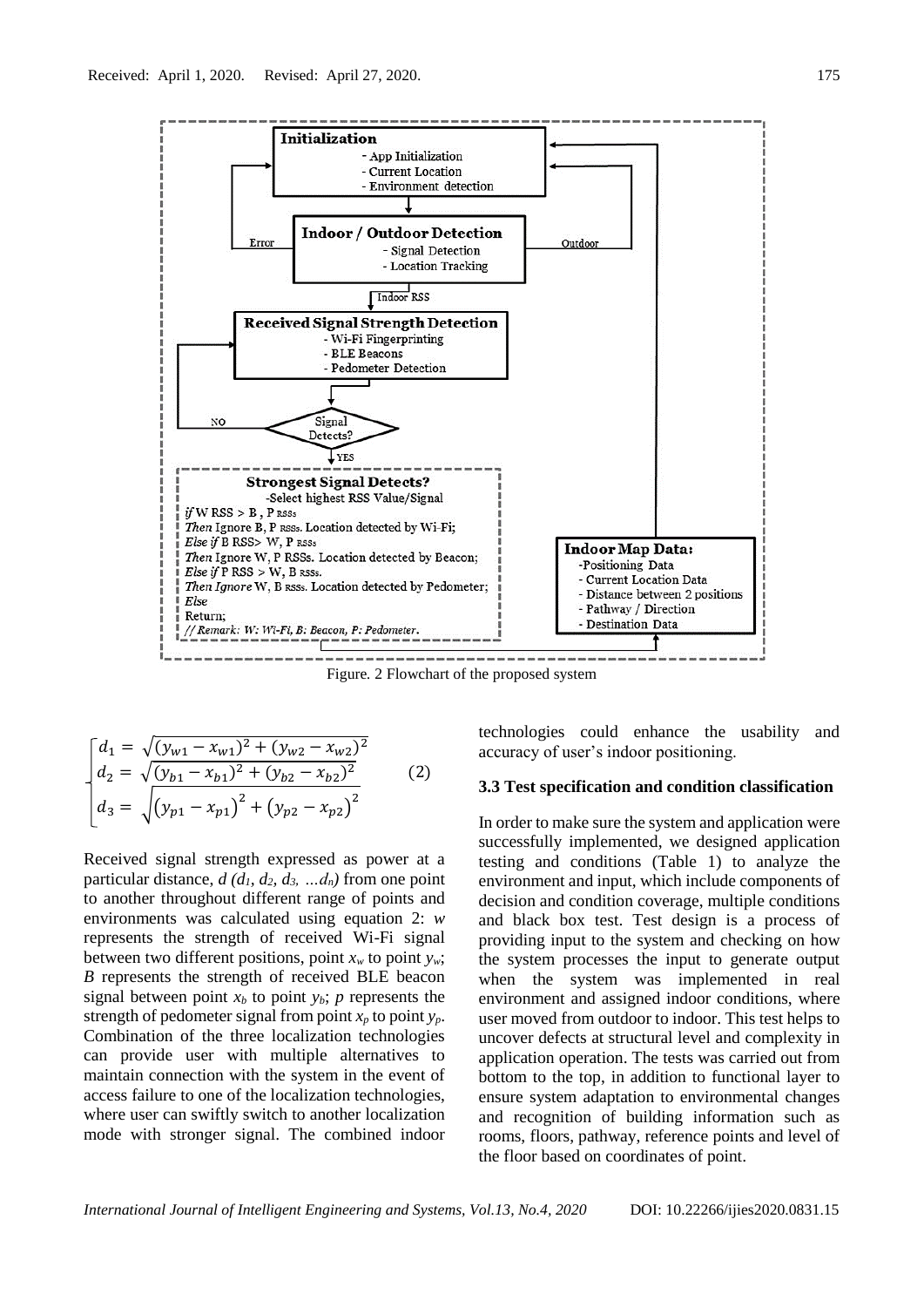Figure. 2 Flowchart of the proposed system

$$
\begin{cases}
d_1 = \sqrt{(y_{w1} - x_{w1})^2 + (y_{w2} - x_{w2})^2} \\
d_2 = \sqrt{(y_{b1} - x_{b1})^2 + (y_{b2} - x_{b2})^2} \\
d_3 = \sqrt{\left(y_{p1} - x_{p1}\right)^2 + \left(y_{p2} - x_{p2}\right)^2}
\end{cases} \tag{2}
$$

Received signal strength expressed as power at a particular distance, $d$ ($d_1, d_2, d_3, \ldots d_n$) from one point to another throughout different range of points and environments was calculated using equation 2: $w$ represents the strength of received Wi-Fi signal between two different positions, point $x_w$ to point $y_w$; $B$ represents the strength of received BLE beacon signal between point $x_b$ to point $y_b$; $p$ represents the strength of pedometer signal from point $x_p$ to point $y_p$. Combination of the three localization technologies can provide user with multiple alternatives to maintain connection with the system in the event of access failure to one of the localization technologies, where user can swiftly switch to another localization mode with stronger signal. The combined indoor technologies could enhance the usability and accuracy of user's indoor positioning.

### 3.3 Test specification and condition classification

In order to make sure the system and application were successfully implemented, we designed application testing and conditions (Table 1) to analyze the environment and input, which include components of decision and condition coverage, multiple conditions and black box test. Test design is a process of providing input to the system and checking on how the system processes the input to generate output when the system was implemented in real environment and assigned indoor conditions, where user moved from outdoor to indoor. This test helps to uncover defects at structural level and complexity in application operation. The tests was carried out from bottom to the top, in addition to functional layer to ensure system adaptation to environmental changes and recognition of building information such as rooms, floors, pathway, reference points and level of the floor based on coordinates of point.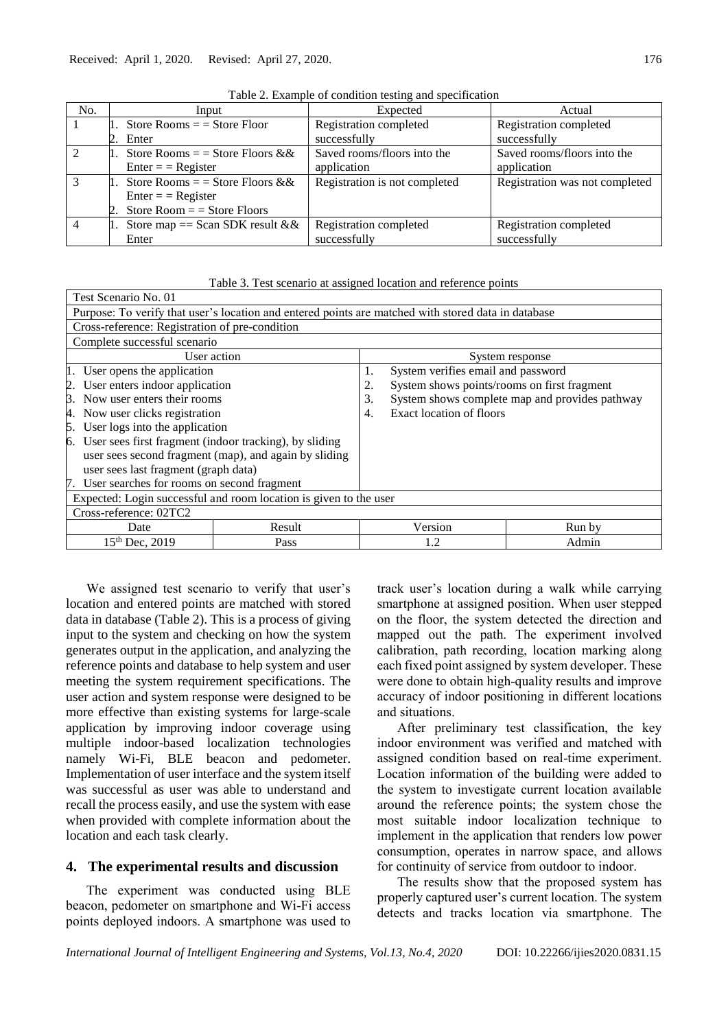Table 2. Example of condition testing and specification

| No. | Input | Expected | Actual |
|---|---|---|---|
| 1 | 1. Store Rooms = = Store Floor<br>2. Enter | Registration completed successfully | Registration completed successfully |
| 2 | 1. Store Rooms = = Store Floors &&<br>Enter = = Register | Saved rooms/floors into the application | Saved rooms/floors into the application |
| 3 | 1. Store Rooms = = Store Floors &&<br>Enter = = Register<br>2. Store Room = = Store Floors | Registration is not completed | Registration was not completed |
| 4 | 1. Store map == Scan SDK result &&<br>Enter | Registration completed successfully | Registration completed successfully |

Table 3. Test scenario at assigned location and reference points

| Test Scenario No. 01 | | | |
|---|---|---|---|
| Purpose: To verify that user's location and entered points are matched with stored data in database | | | |
| Cross-reference: Registration of pre-condition | | | |
| Complete successful scenario | | | |
| User action | | System response | |
| 1. User opens the application<br>2. User enters indoor application<br>3. Now user enters their rooms<br>4. Now user clicks registration<br>5. User logs into the application<br>6. User sees first fragment (indoor tracking), by sliding user sees second fragment (map), and again by sliding user sees last fragment (graph data)<br>7. User searches for rooms on second fragment | | 1. System verifies email and password<br>2. System shows points/rooms on first fragment<br>3. System shows complete map and provides pathway<br>4. Exact location of floors | |
| Expected: Login successful and room location is given to the user | | | |
| Cross-reference: 02TC2 | | | |
| Date | Result | Version | Run by |
| 15th Dec, 2019 | Pass | 1.2 | Admin |

We assigned test scenario to verify that user's location and entered points are matched with stored data in database (Table 2). This is a process of giving input to the system and checking on how the system generates output in the application, and analyzing the reference points and database to help system and user meeting the system requirement specifications. The user action and system response were designed to be more effective than existing systems for large-scale application by improving indoor coverage using multiple indoor-based localization technologies namely Wi-Fi, BLE beacon and pedometer. Implementation of user interface and the system itself was successful as user was able to understand and recall the process easily, and use the system with ease when provided with complete information about the location and each task clearly.

## 4. The experimental results and discussion

The experiment was conducted using BLE beacon, pedometer on smartphone and Wi-Fi access points deployed indoors. A smartphone was used to track user's location during a walk while carrying smartphone at assigned position. When user stepped on the floor, the system detected the direction and mapped out the path. The experiment involved calibration, path recording, location marking along each fixed point assigned by system developer. These were done to obtain high-quality results and improve accuracy of indoor positioning in different locations and situations.

After preliminary test classification, the key indoor environment was verified and matched with assigned condition based on real-time experiment. Location information of the building were added to the system to investigate current location available around the reference points; the system chose the most suitable indoor localization technique to implement in the application that renders low power consumption, operates in narrow space, and allows for continuity of service from outdoor to indoor.

The results show that the proposed system has properly captured user's current location. The system detects and tracks location via smartphone. The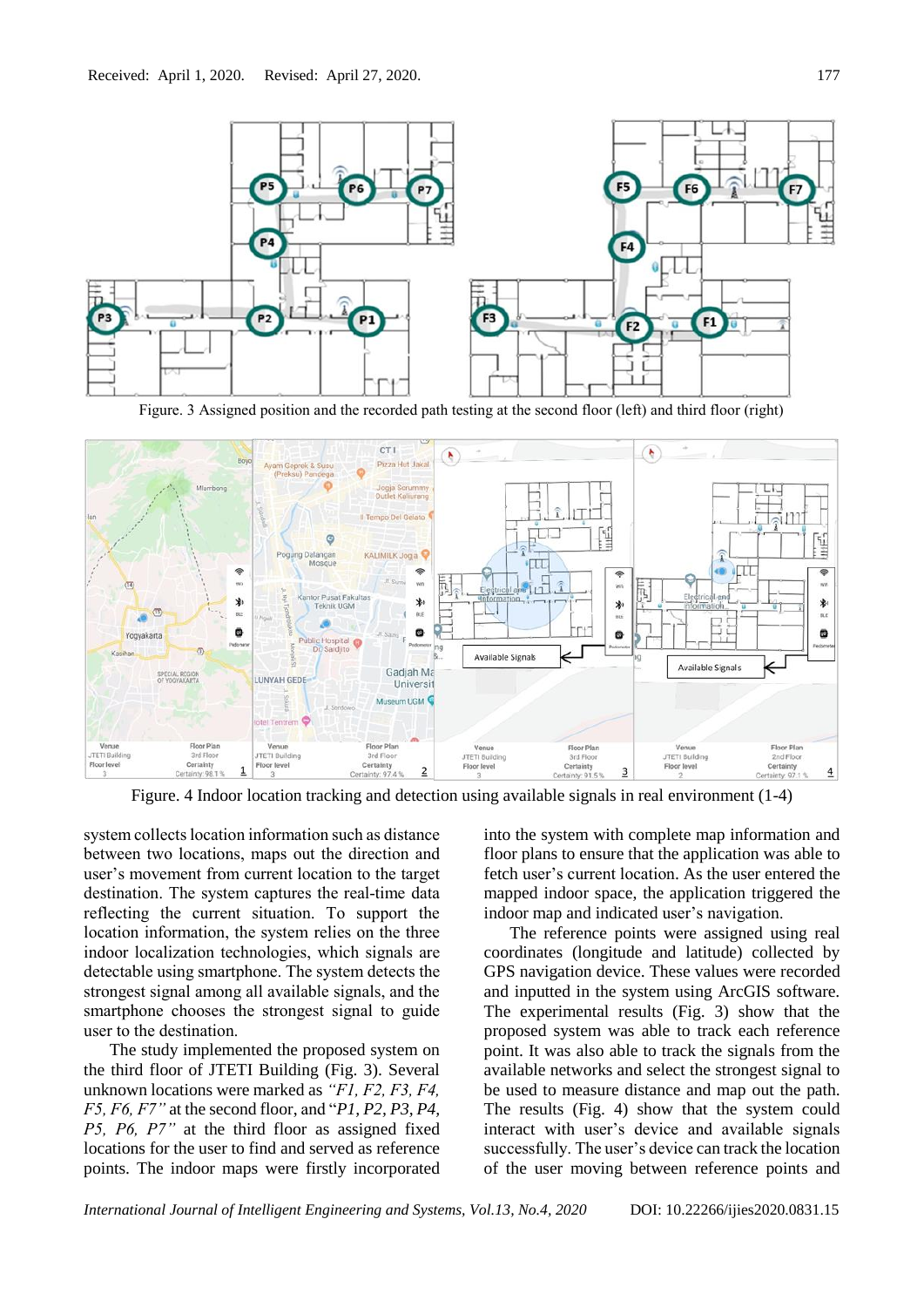Received: April 1, 2020. Revised: April 27, 2020.

Figure. 3 Assigned position and the recorded path testing at the second floor (left) and third floor (right)

Figure. 4 Indoor location tracking and detection using available signals in real environment (1-4)

system collects location information such as distance between two locations, maps out the direction and user's movement from current location to the target destination. The system captures the real-time data reflecting the current situation. To support the location information, the system relies on the three indoor localization technologies, which signals are detectable using smartphone. The system detects the strongest signal among all available signals, and the smartphone chooses the strongest signal to guide user to the destination.

The study implemented the proposed system on the third floor of JTETI Building (Fig. 3). Several unknown locations were marked as *"F1, F2, F3, F4, F5, F6, F7"* at the second floor, and "*P1, P2, P3, P4, P5, P6, P7"* at the third floor as assigned fixed locations for the user to find and served as reference points. The indoor maps were firstly incorporated into the system with complete map information and floor plans to ensure that the application was able to fetch user's current location. As the user entered the mapped indoor space, the application triggered the indoor map and indicated user's navigation.

The reference points were assigned using real coordinates (longitude and latitude) collected by GPS navigation device. These values were recorded and inputted in the system using ArcGIS software. The experimental results (Fig. 3) show that the proposed system was able to track each reference point. It was also able to track the signals from the available networks and select the strongest signal to be used to measure distance and map out the path. The results (Fig. 4) show that the system could interact with user's device and available signals successfully. The user's device can track the location of the user moving between reference points and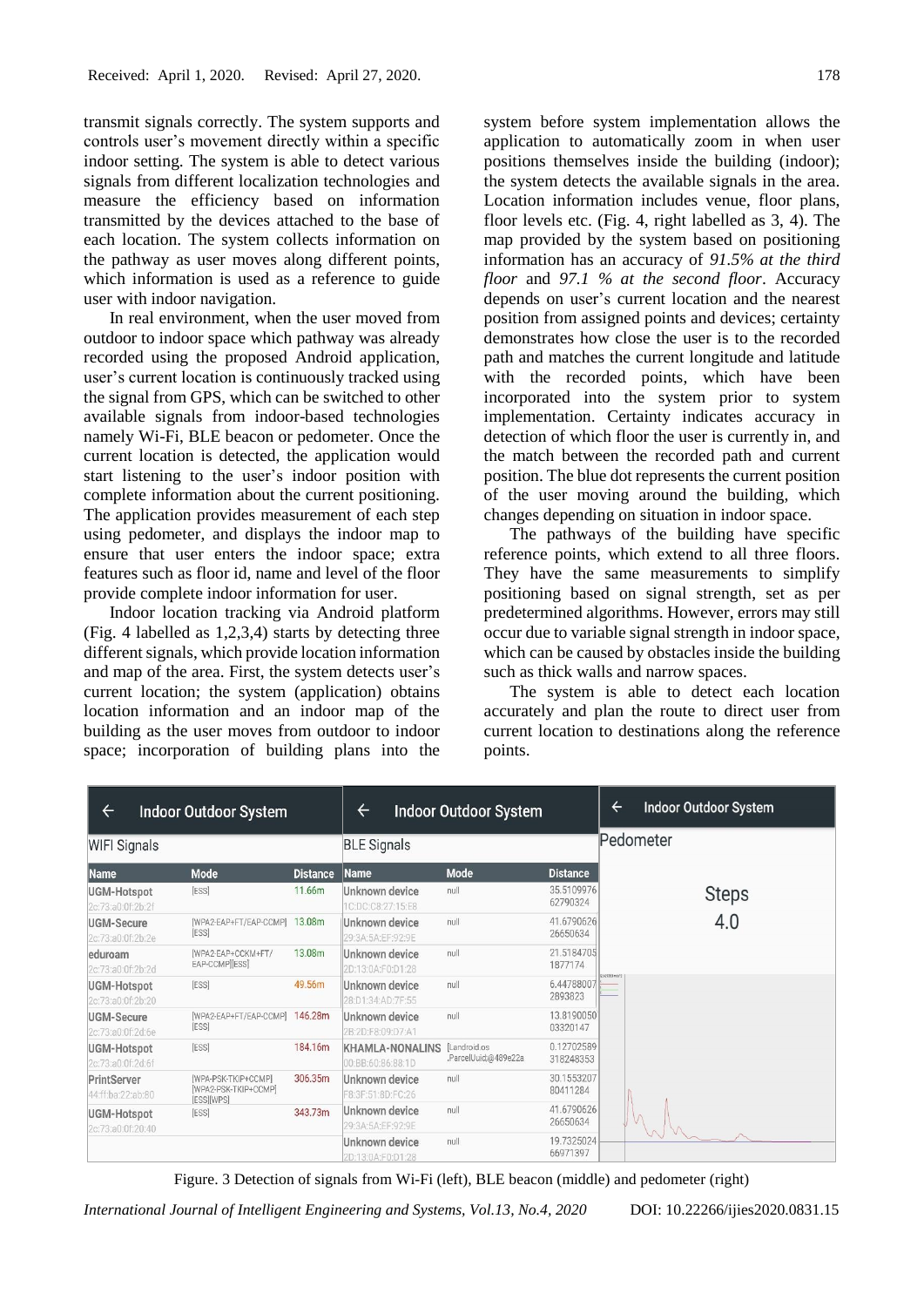transmit signals correctly. The system supports and controls user's movement directly within a specific indoor setting. The system is able to detect various signals from different localization technologies and measure the efficiency based on information transmitted by the devices attached to the base of each location. The system collects information on the pathway as user moves along different points, which information is used as a reference to guide user with indoor navigation.

In real environment, when the user moved from outdoor to indoor space which pathway was already recorded using the proposed Android application, user's current location is continuously tracked using the signal from GPS, which can be switched to other available signals from indoor-based technologies namely Wi-Fi, BLE beacon or pedometer. Once the current location is detected, the application would start listening to the user's indoor position with complete information about the current positioning. The application provides measurement of each step using pedometer, and displays the indoor map to ensure that user enters the indoor space; extra features such as floor id, name and level of the floor provide complete indoor information for user.

Indoor location tracking via Android platform (Fig. 4 labelled as 1,2,3,4) starts by detecting three different signals, which provide location information and map of the area. First, the system detects user's current location; the system (application) obtains location information and an indoor map of the building as the user moves from outdoor to indoor space; incorporation of building plans into the system before system implementation allows the application to automatically zoom in when user positions themselves inside the building (indoor); the system detects the available signals in the area. Location information includes venue, floor plans, floor levels etc. (Fig. 4, right labelled as 3, 4). The map provided by the system based on positioning information has an accuracy of *91.5% at the third floor* and *97.1 % at the second floor*. Accuracy depends on user's current location and the nearest position from assigned points and devices; certainty demonstrates how close the user is to the recorded path and matches the current longitude and latitude with the recorded points, which have been incorporated into the system prior to system implementation. Certainty indicates accuracy in detection of which floor the user is currently in, and the match between the recorded path and current position. The blue dot represents the current position of the user moving around the building, which changes depending on situation in indoor space.

The pathways of the building have specific reference points, which extend to all three floors. They have the same measurements to simplify positioning based on signal strength, set as per predetermined algorithms. However, errors may still occur due to variable signal strength in indoor space, which can be caused by obstacles inside the building such as thick walls and narrow spaces.

The system is able to detect each location accurately and plan the route to direct user from current location to destinations along the reference points.

**Indoor Outdoor System — WIFI Signals**

| Name | Mode | Distance |
|---|---|---|
| UGM-Hotspot 2c:73:a0:0f:2b:2f | [ESS] | 11.66m |
| UGM-Secure 2c:73:a0:0f:2b:2e | [WPA2-EAP+FT/EAP-CCMP][ESS] | 13.08m |
| eduroam 2c:73:a0:0f:2b:2d | [WPA2-EAP+CCKM+FT/EAP-CCMP][ESS] | 13.08m |
| UGM-Hotspot 2c:73:a0:0f:2b:20 | [ESS] | 49.56m |
| UGM-Secure 2c:73:a0:0f:2d:6e | [WPA2-EAP+FT/EAP-CCMP][ESS] | 146.28m |
| UGM-Hotspot 2c:73:a0:0f:2d:6f | [ESS] | 184.16m |
| PrintServer 44:ff:ba:22:ab:80 | [WPA-PSK-TKIP+CCMP][WPA2-PSK-TKIP+CCMP][ESS][WPS] | 306.35m |
| UGM-Hotspot 2c:73:a0:0f:20:40 | [ESS] | 343.73m |

**Indoor Outdoor System — BLE Signals**

| Name | Mode | Distance |
|---|---|---|
| Unknown device 1C:DC:C8:27:15:E8 | null | 35.510997662790324 |
| Unknown device 29:3A:5A:EF:92:9E | null | 41.679062626650634 |
| Unknown device 2D:13:0A:F0:D1:28 | null | 21.51847051877174 |
| Unknown device 28:D1:34:AD:7F:55 | null | 6.447880072893823 |
| Unknown device 2B:2D:F8:09:D7:A1 | null | 13.819005003320147 |
| KHAMLA-NONALINS 00:BB:60:B6:8B:1D | [Landroid.os.ParcelUuid;@489e22a | 0.12702589318248353 |
| Unknown device F8:3F:51:8D:FC:26 | null | 30.155320780411284 |
| Unknown device 29:3A:5A:EF:92:9E | null | 41.679062626650634 |
| Unknown device 2D:13:0A:F0:D1:28 | null | 19.732502466971397 |

**Indoor Outdoor System — Pedometer**

Steps 4.0

Figure. 3 Detection of signals from Wi-Fi (left), BLE beacon (middle) and pedometer (right)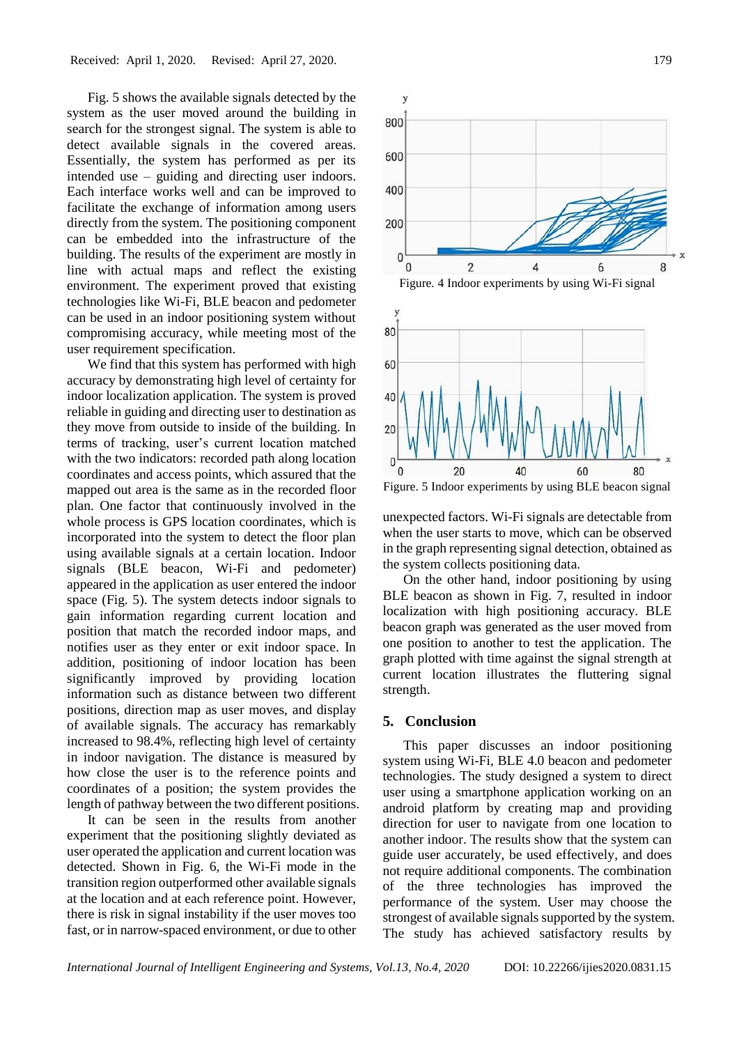Fig. 5 shows the available signals detected by the system as the user moved around the building in search for the strongest signal. The system is able to detect available signals in the covered areas. Essentially, the system has performed as per its intended use – guiding and directing user indoors. Each interface works well and can be improved to facilitate the exchange of information among users directly from the system. The positioning component can be embedded into the infrastructure of the building. The results of the experiment are mostly in line with actual maps and reflect the existing environment. The experiment proved that existing technologies like Wi-Fi, BLE beacon and pedometer can be used in an indoor positioning system without compromising accuracy, while meeting most of the user requirement specification.

We find that this system has performed with high accuracy by demonstrating high level of certainty for indoor localization application. The system is proved reliable in guiding and directing user to destination as they move from outside to inside of the building. In terms of tracking, user's current location matched with the two indicators: recorded path along location coordinates and access points, which assured that the mapped out area is the same as in the recorded floor plan. One factor that continuously involved in the whole process is GPS location coordinates, which is incorporated into the system to detect the floor plan using available signals at a certain location. Indoor signals (BLE beacon, Wi-Fi and pedometer) appeared in the application as user entered the indoor space (Fig. 5). The system detects indoor signals to gain information regarding current location and position that match the recorded indoor maps, and notifies user as they enter or exit indoor space. In addition, positioning of indoor location has been significantly improved by providing location information such as distance between two different positions, direction map as user moves, and display of available signals. The accuracy has remarkably increased to 98.4%, reflecting high level of certainty in indoor navigation. The distance is measured by how close the user is to the reference points and coordinates of a position; the system provides the length of pathway between the two different positions.

It can be seen in the results from another experiment that the positioning slightly deviated as user operated the application and current location was detected. Shown in Fig. 6, the Wi-Fi mode in the transition region outperformed other available signals at the location and at each reference point. However, there is risk in signal instability if the user moves too fast, or in narrow-spaced environment, or due to other unexpected factors. Wi-Fi signals are detectable from when the user starts to move, which can be observed in the graph representing signal detection, obtained as the system collects positioning data.

Figure. 4 Indoor experiments by using Wi-Fi signal

Figure. 5 Indoor experiments by using BLE beacon signal

On the other hand, indoor positioning by using BLE beacon as shown in Fig. 7, resulted in indoor localization with high positioning accuracy. BLE beacon graph was generated as the user moved from one position to another to test the application. The graph plotted with time against the signal strength at current location illustrates the fluttering signal strength.

## 5. Conclusion

This paper discusses an indoor positioning system using Wi-Fi, BLE 4.0 beacon and pedometer technologies. The study designed a system to direct user using a smartphone application working on an android platform by creating map and providing direction for user to navigate from one location to another indoor. The results show that the system can guide user accurately, be used effectively, and does not require additional components. The combination of the three technologies has improved the performance of the system. User may choose the strongest of available signals supported by the system. The study has achieved satisfactory results by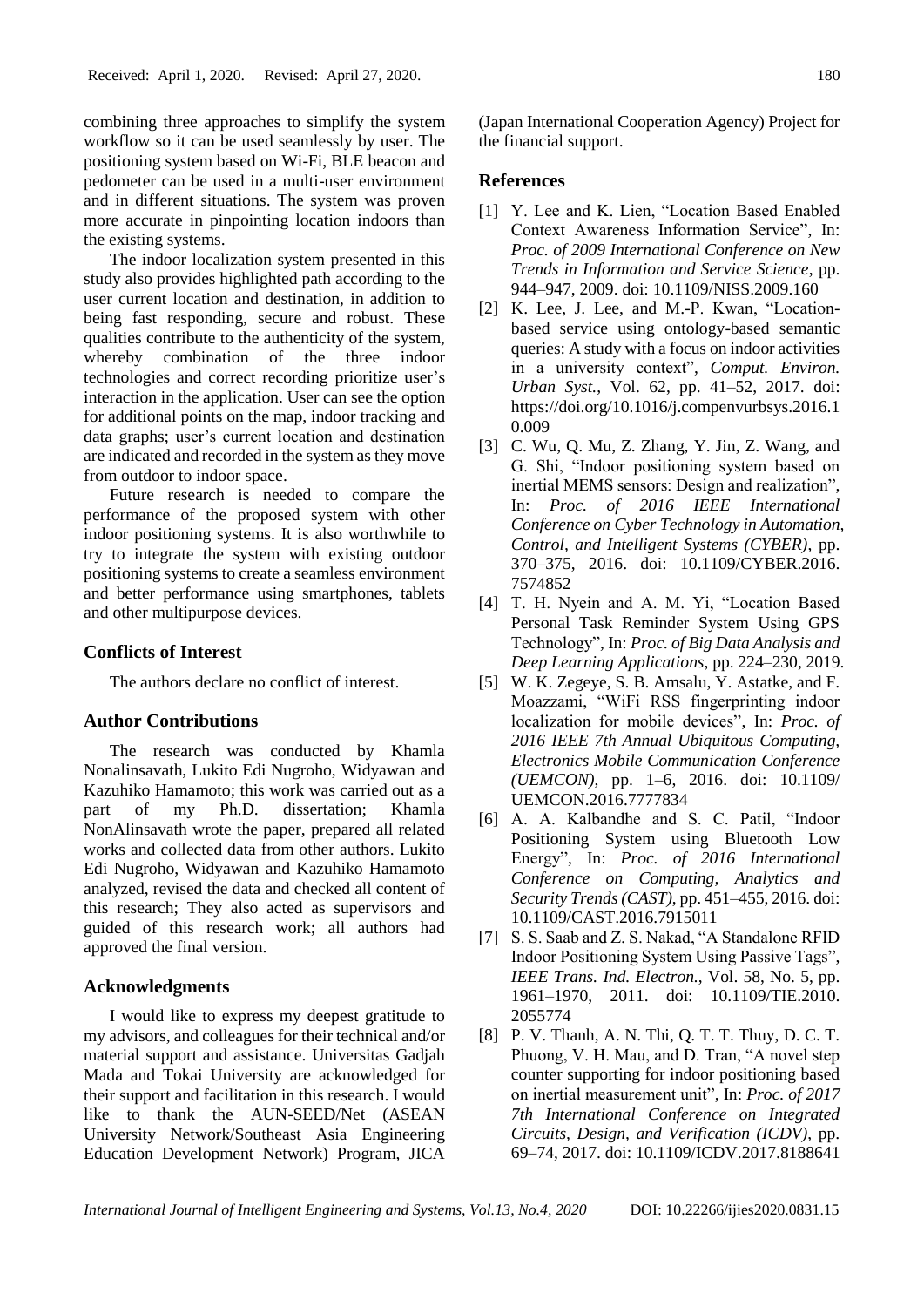combining three approaches to simplify the system workflow so it can be used seamlessly by user. The positioning system based on Wi-Fi, BLE beacon and pedometer can be used in a multi-user environment and in different situations. The system was proven more accurate in pinpointing location indoors than the existing systems.

The indoor localization system presented in this study also provides highlighted path according to the user current location and destination, in addition to being fast responding, secure and robust. These qualities contribute to the authenticity of the system, whereby combination of the three indoor technologies and correct recording prioritize user's interaction in the application. User can see the option for additional points on the map, indoor tracking and data graphs; user's current location and destination are indicated and recorded in the system as they move from outdoor to indoor space.

Future research is needed to compare the performance of the proposed system with other indoor positioning systems. It is also worthwhile to try to integrate the system with existing outdoor positioning systems to create a seamless environment and better performance using smartphones, tablets and other multipurpose devices.

## Conflicts of Interest

The authors declare no conflict of interest.

## Author Contributions

The research was conducted by Khamla Nonalinsavath, Lukito Edi Nugroho, Widyawan and Kazuhiko Hamamoto; this work was carried out as a part of my Ph.D. dissertation; Khamla NonAlinsavath wrote the paper, prepared all related works and collected data from other authors. Lukito Edi Nugroho, Widyawan and Kazuhiko Hamamoto analyzed, revised the data and checked all content of this research; They also acted as supervisors and guided of this research work; all authors had approved the final version.

## Acknowledgments

I would like to express my deepest gratitude to my advisors, and colleagues for their technical and/or material support and assistance. Universitas Gadjah Mada and Tokai University are acknowledged for their support and facilitation in this research. I would like to thank the AUN-SEED/Net (ASEAN University Network/Southeast Asia Engineering Education Development Network) Program, JICA (Japan International Cooperation Agency) Project for the financial support.

## References

[1] Y. Lee and K. Lien, "Location Based Enabled Context Awareness Information Service", In: *Proc. of 2009 International Conference on New Trends in Information and Service Science*, pp. 944–947, 2009. doi: 10.1109/NISS.2009.160

[2] K. Lee, J. Lee, and M.-P. Kwan, "Location-based service using ontology-based semantic queries: A study with a focus on indoor activities in a university context", *Comput. Environ. Urban Syst.*, Vol. 62, pp. 41–52, 2017. doi: https://doi.org/10.1016/j.compenvurbsys.2016.10.009

[3] C. Wu, Q. Mu, Z. Zhang, Y. Jin, Z. Wang, and G. Shi, "Indoor positioning system based on inertial MEMS sensors: Design and realization", In: *Proc. of 2016 IEEE International Conference on Cyber Technology in Automation, Control, and Intelligent Systems (CYBER)*, pp. 370–375, 2016. doi: 10.1109/CYBER.2016.7574852

[4] T. H. Nyein and A. M. Yi, "Location Based Personal Task Reminder System Using GPS Technology", In: *Proc. of Big Data Analysis and Deep Learning Applications*, pp. 224–230, 2019.

[5] W. K. Zegeye, S. B. Amsalu, Y. Astatke, and F. Moazzami, "WiFi RSS fingerprinting indoor localization for mobile devices", In: *Proc. of 2016 IEEE 7th Annual Ubiquitous Computing, Electronics Mobile Communication Conference (UEMCON)*, pp. 1–6, 2016. doi: 10.1109/UEMCON.2016.7777834

[6] A. A. Kalbandhe and S. C. Patil, "Indoor Positioning System using Bluetooth Low Energy", In: *Proc. of 2016 International Conference on Computing, Analytics and Security Trends (CAST)*, pp. 451–455, 2016. doi: 10.1109/CAST.2016.7915011

[7] S. S. Saab and Z. S. Nakad, "A Standalone RFID Indoor Positioning System Using Passive Tags", *IEEE Trans. Ind. Electron.*, Vol. 58, No. 5, pp. 1961–1970, 2011. doi: 10.1109/TIE.2010.2055774

[8] P. V. Thanh, A. N. Thi, Q. T. T. Thuy, D. C. T. Phuong, V. H. Mau, and D. Tran, "A novel step counter supporting for indoor positioning based on inertial measurement unit", In: *Proc. of 2017 7th International Conference on Integrated Circuits, Design, and Verification (ICDV)*, pp. 69–74, 2017. doi: 10.1109/ICDV.2017.8188641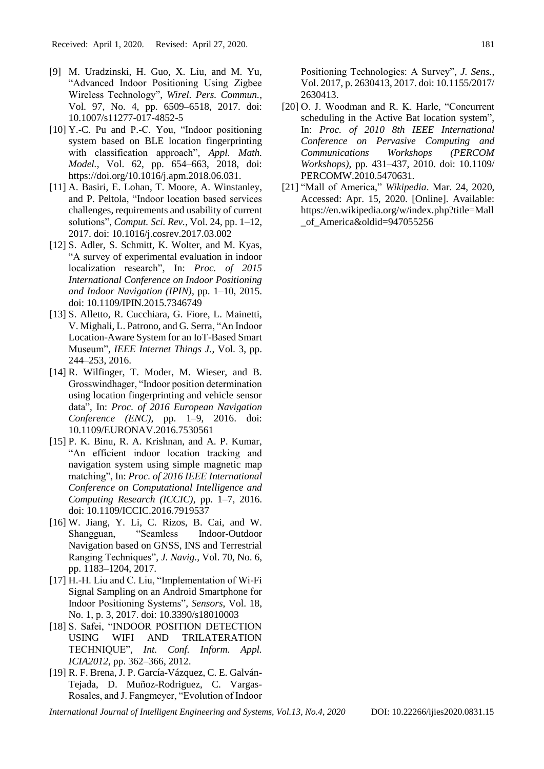[9] M. Uradzinski, H. Guo, X. Liu, and M. Yu, "Advanced Indoor Positioning Using Zigbee Wireless Technology", *Wirel. Pers. Commun.*, Vol. 97, No. 4, pp. 6509–6518, 2017. doi: 10.1007/s11277-017-4852-5

[10] Y.-C. Pu and P.-C. You, "Indoor positioning system based on BLE location fingerprinting with classification approach", *Appl. Math. Model.*, Vol. 62, pp. 654–663, 2018, doi: https://doi.org/10.1016/j.apm.2018.06.031.

[11] A. Basiri, E. Lohan, T. Moore, A. Winstanley, and P. Peltola, "Indoor location based services challenges, requirements and usability of current solutions", *Comput. Sci. Rev.*, Vol. 24, pp. 1–12, 2017. doi: 10.1016/j.cosrev.2017.03.002

[12] S. Adler, S. Schmitt, K. Wolter, and M. Kyas, "A survey of experimental evaluation in indoor localization research", In: *Proc. of 2015 International Conference on Indoor Positioning and Indoor Navigation (IPIN)*, pp. 1–10, 2015. doi: 10.1109/IPIN.2015.7346749

[13] S. Alletto, R. Cucchiara, G. Fiore, L. Mainetti, V. Mighali, L. Patrono, and G. Serra, "An Indoor Location-Aware System for an IoT-Based Smart Museum", *IEEE Internet Things J.*, Vol. 3, pp. 244–253, 2016.

[14] R. Wilfinger, T. Moder, M. Wieser, and B. Grosswindhager, "Indoor position determination using location fingerprinting and vehicle sensor data", In: *Proc. of 2016 European Navigation Conference (ENC)*, pp. 1–9, 2016. doi: 10.1109/EURONAV.2016.7530561

[15] P. K. Binu, R. A. Krishnan, and A. P. Kumar, "An efficient indoor location tracking and navigation system using simple magnetic map matching", In: *Proc. of 2016 IEEE International Conference on Computational Intelligence and Computing Research (ICCIC)*, pp. 1–7, 2016. doi: 10.1109/ICCIC.2016.7919537

[16] W. Jiang, Y. Li, C. Rizos, B. Cai, and W. Shangguan, "Seamless Indoor-Outdoor Navigation based on GNSS, INS and Terrestrial Ranging Techniques", *J. Navig.*, Vol. 70, No. 6, pp. 1183–1204, 2017.

[17] H.-H. Liu and C. Liu, "Implementation of Wi-Fi Signal Sampling on an Android Smartphone for Indoor Positioning Systems", *Sensors*, Vol. 18, No. 1, p. 3, 2017. doi: 10.3390/s18010003

[18] S. Safei, "INDOOR POSITION DETECTION USING WIFI AND TRILATERATION TECHNIQUE", *Int. Conf. Inform. Appl. ICIA2012*, pp. 362–366, 2012.

[19] R. F. Brena, J. P. García-Vázquez, C. E. Galván-Tejada, D. Muñoz-Rodriguez, C. Vargas-Rosales, and J. Fangmeyer, "Evolution of Indoor Positioning Technologies: A Survey", *J. Sens.*, Vol. 2017, p. 2630413, 2017. doi: 10.1155/2017/2630413.

[20] O. J. Woodman and R. K. Harle, "Concurrent scheduling in the Active Bat location system", In: *Proc. of 2010 8th IEEE International Conference on Pervasive Computing and Communications Workshops (PERCOM Workshops)*, pp. 431–437, 2010. doi: 10.1109/PERCOMW.2010.5470631.

[21] "Mall of America," *Wikipedia*. Mar. 24, 2020, Accessed: Apr. 15, 2020. [Online]. Available: https://en.wikipedia.org/w/index.php?title=Mall_of_America&oldid=947055256